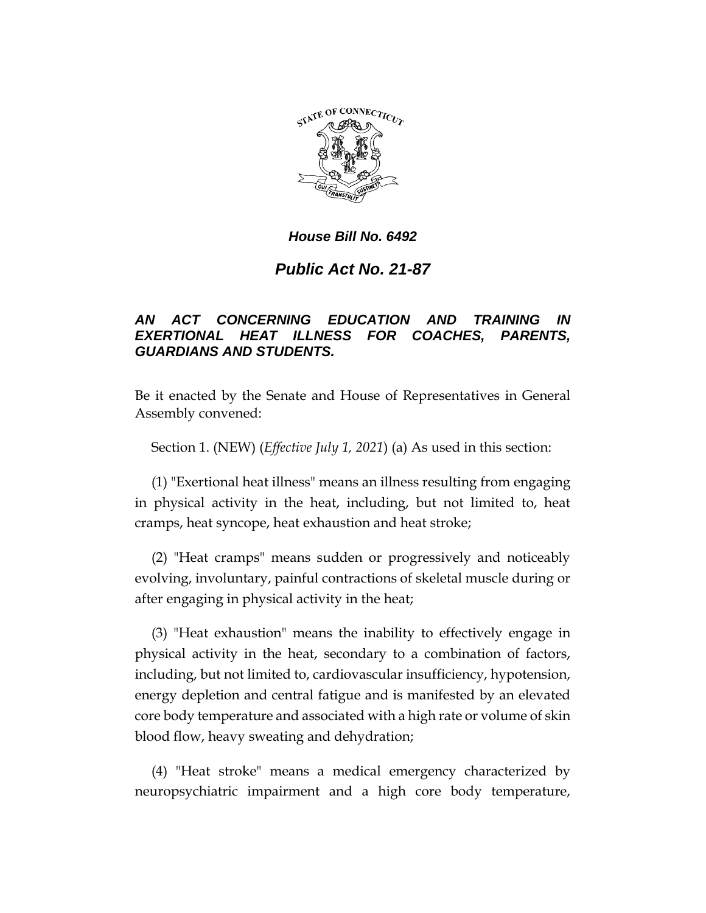***House Bill No. 6492***

***Public Act No. 21-87***

***AN ACT CONCERNING EDUCATION AND TRAINING IN EXERTIONAL HEAT ILLNESS FOR COACHES, PARENTS, GUARDIANS AND STUDENTS.***

Be it enacted by the Senate and House of Representatives in General Assembly convened:

Section 1. (NEW) (*Effective July 1, 2021*) (a) As used in this section:

(1) "Exertional heat illness" means an illness resulting from engaging in physical activity in the heat, including, but not limited to, heat cramps, heat syncope, heat exhaustion and heat stroke;

(2) "Heat cramps" means sudden or progressively and noticeably evolving, involuntary, painful contractions of skeletal muscle during or after engaging in physical activity in the heat;

(3) "Heat exhaustion" means the inability to effectively engage in physical activity in the heat, secondary to a combination of factors, including, but not limited to, cardiovascular insufficiency, hypotension, energy depletion and central fatigue and is manifested by an elevated core body temperature and associated with a high rate or volume of skin blood flow, heavy sweating and dehydration;

(4) "Heat stroke" means a medical emergency characterized by neuropsychiatric impairment and a high core body temperature,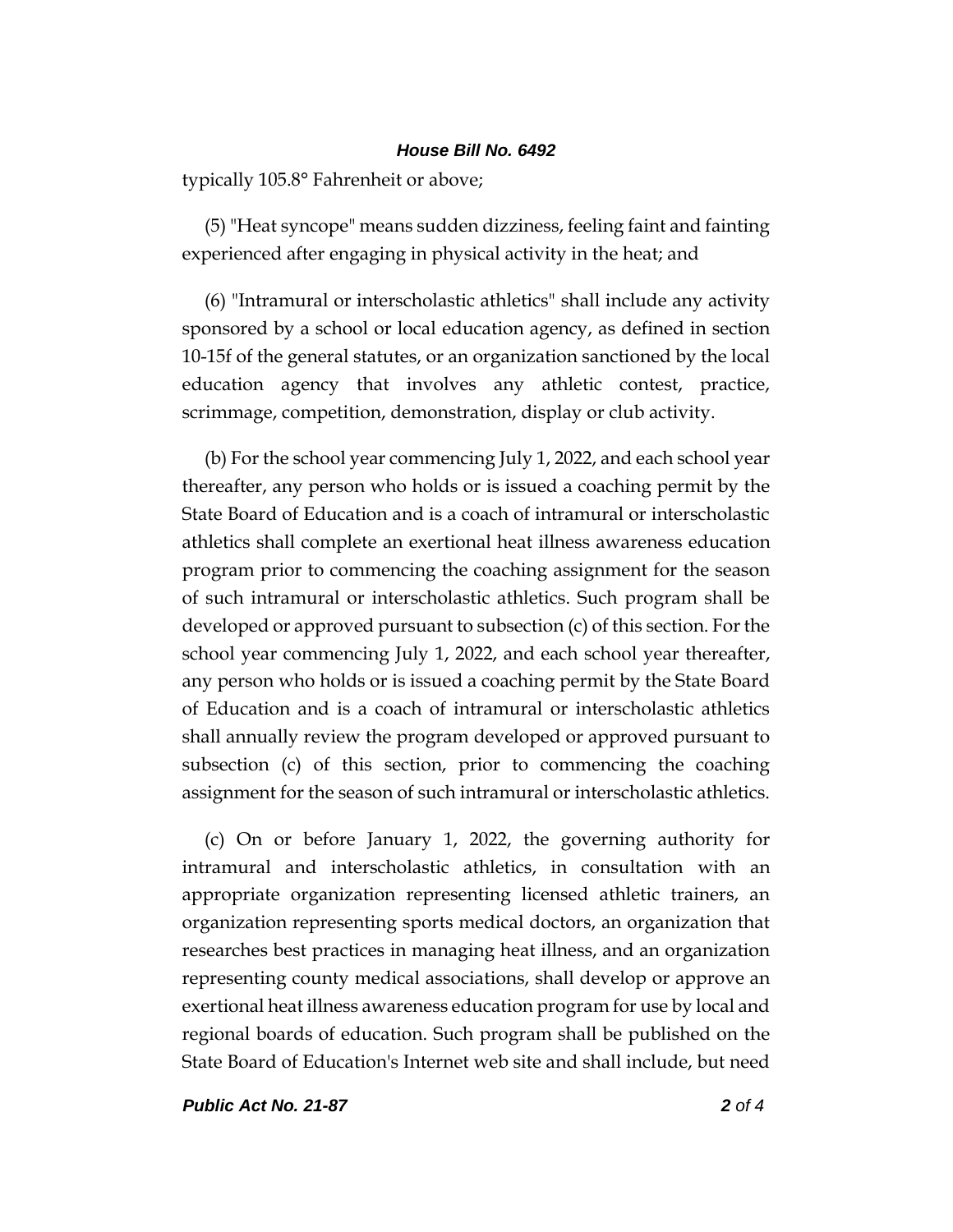typically 105.8° Fahrenheit or above;

(5) "Heat syncope" means sudden dizziness, feeling faint and fainting experienced after engaging in physical activity in the heat; and

(6) "Intramural or interscholastic athletics" shall include any activity sponsored by a school or local education agency, as defined in section 10-15f of the general statutes, or an organization sanctioned by the local education agency that involves any athletic contest, practice, scrimmage, competition, demonstration, display or club activity.

(b) For the school year commencing July 1, 2022, and each school year thereafter, any person who holds or is issued a coaching permit by the State Board of Education and is a coach of intramural or interscholastic athletics shall complete an exertional heat illness awareness education program prior to commencing the coaching assignment for the season of such intramural or interscholastic athletics. Such program shall be developed or approved pursuant to subsection (c) of this section. For the school year commencing July 1, 2022, and each school year thereafter, any person who holds or is issued a coaching permit by the State Board of Education and is a coach of intramural or interscholastic athletics shall annually review the program developed or approved pursuant to subsection (c) of this section, prior to commencing the coaching assignment for the season of such intramural or interscholastic athletics.

(c) On or before January 1, 2022, the governing authority for intramural and interscholastic athletics, in consultation with an appropriate organization representing licensed athletic trainers, an organization representing sports medical doctors, an organization that researches best practices in managing heat illness, and an organization representing county medical associations, shall develop or approve an exertional heat illness awareness education program for use by local and regional boards of education. Such program shall be published on the State Board of Education's Internet web site and shall include, but need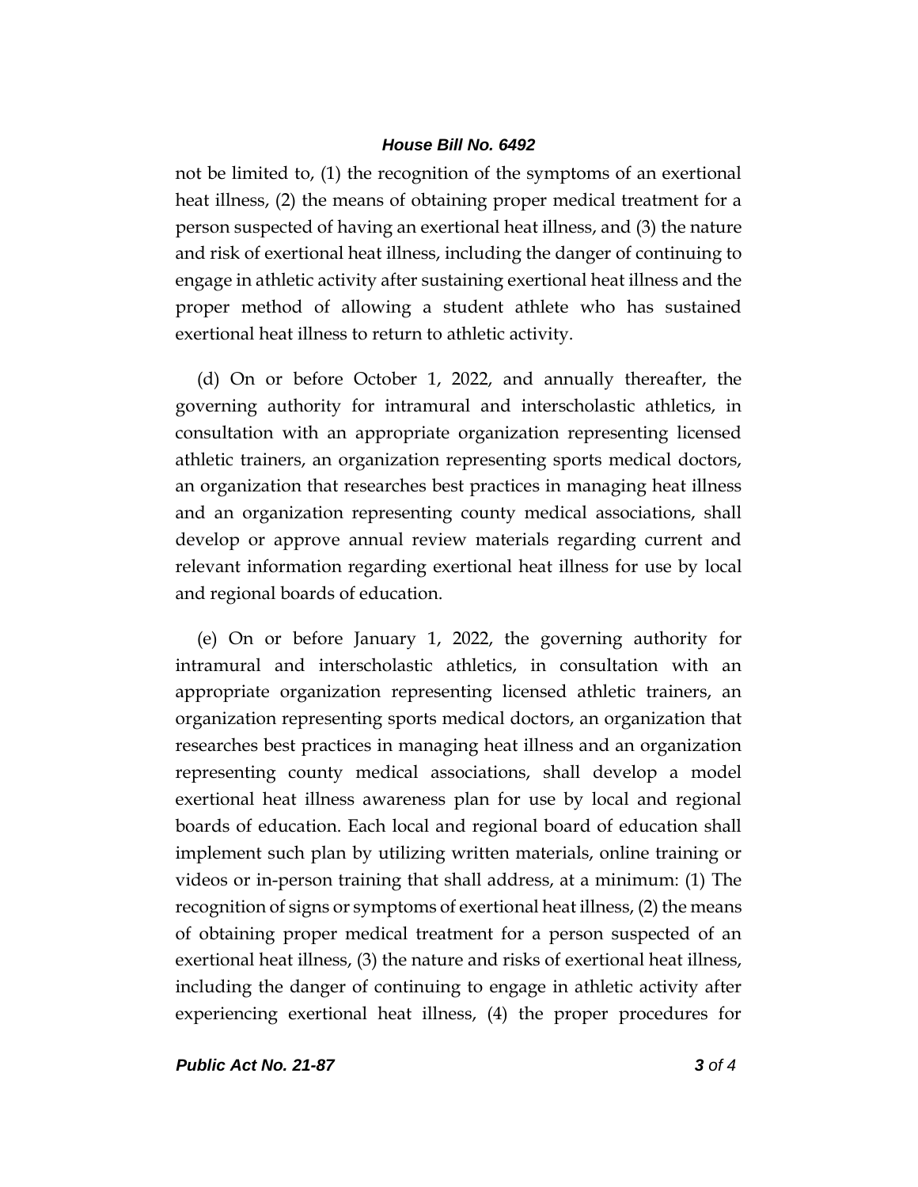not be limited to, (1) the recognition of the symptoms of an exertional heat illness, (2) the means of obtaining proper medical treatment for a person suspected of having an exertional heat illness, and (3) the nature and risk of exertional heat illness, including the danger of continuing to engage in athletic activity after sustaining exertional heat illness and the proper method of allowing a student athlete who has sustained exertional heat illness to return to athletic activity.

(d) On or before October 1, 2022, and annually thereafter, the governing authority for intramural and interscholastic athletics, in consultation with an appropriate organization representing licensed athletic trainers, an organization representing sports medical doctors, an organization that researches best practices in managing heat illness and an organization representing county medical associations, shall develop or approve annual review materials regarding current and relevant information regarding exertional heat illness for use by local and regional boards of education.

(e) On or before January 1, 2022, the governing authority for intramural and interscholastic athletics, in consultation with an appropriate organization representing licensed athletic trainers, an organization representing sports medical doctors, an organization that researches best practices in managing heat illness and an organization representing county medical associations, shall develop a model exertional heat illness awareness plan for use by local and regional boards of education. Each local and regional board of education shall implement such plan by utilizing written materials, online training or videos or in-person training that shall address, at a minimum: (1) The recognition of signs or symptoms of exertional heat illness, (2) the means of obtaining proper medical treatment for a person suspected of an exertional heat illness, (3) the nature and risks of exertional heat illness, including the danger of continuing to engage in athletic activity after experiencing exertional heat illness, (4) the proper procedures for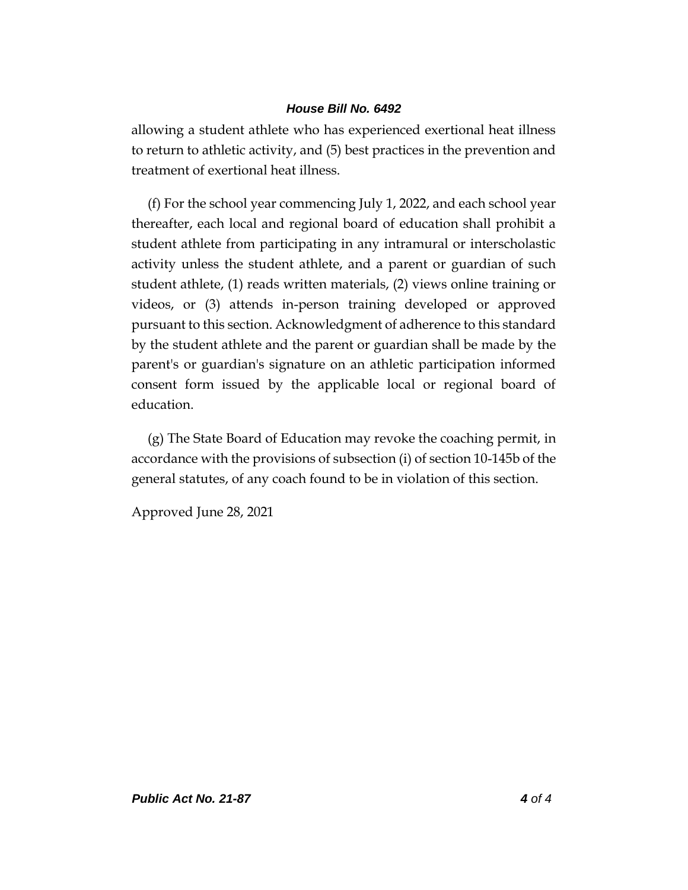allowing a student athlete who has experienced exertional heat illness to return to athletic activity, and (5) best practices in the prevention and treatment of exertional heat illness.

(f) For the school year commencing July 1, 2022, and each school year thereafter, each local and regional board of education shall prohibit a student athlete from participating in any intramural or interscholastic activity unless the student athlete, and a parent or guardian of such student athlete, (1) reads written materials, (2) views online training or videos, or (3) attends in-person training developed or approved pursuant to this section. Acknowledgment of adherence to this standard by the student athlete and the parent or guardian shall be made by the parent's or guardian's signature on an athletic participation informed consent form issued by the applicable local or regional board of education.

(g) The State Board of Education may revoke the coaching permit, in accordance with the provisions of subsection (i) of section 10-145b of the general statutes, of any coach found to be in violation of this section.

Approved June 28, 2021